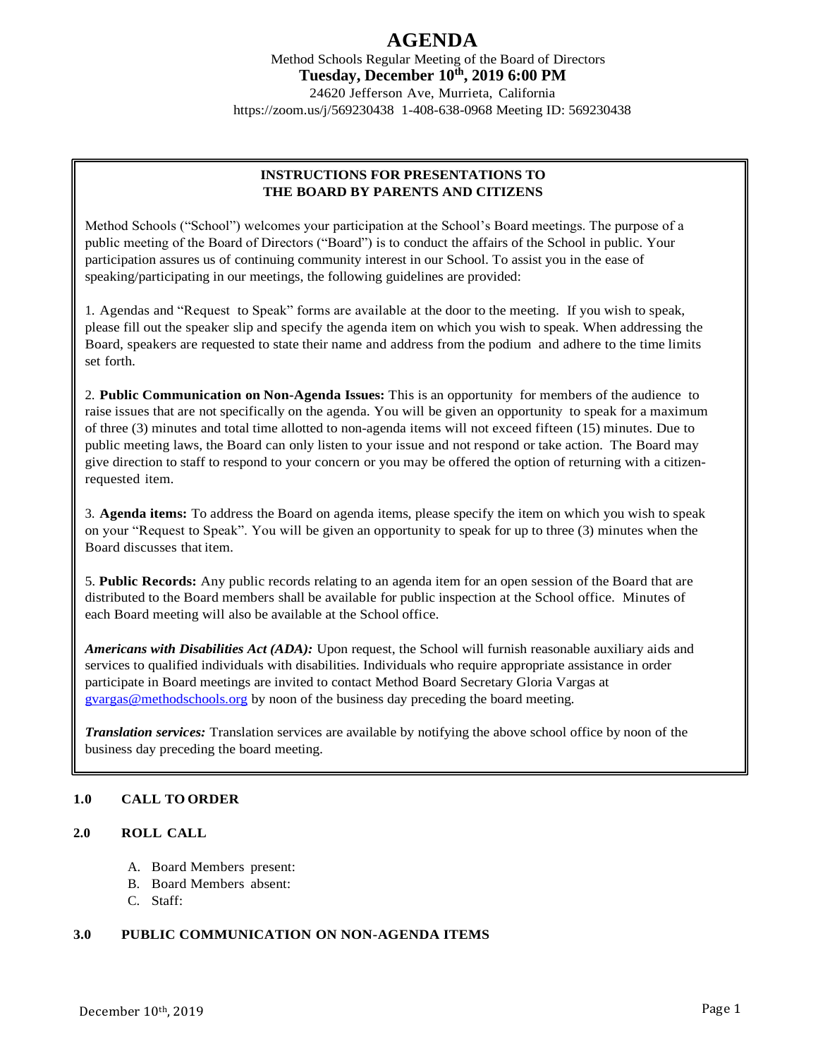# AGENDA

Method Schools Regular Meeting of the Board of Directors

**Tuesday, December 10th, 2019 6:00 PM**

24620 Jefferson Ave, Murrieta, California

https://zoom.us/j/569230438 1-408-638-0968 Meeting ID: 569230438

---

**INSTRUCTIONS FOR PRESENTATIONS TO THE BOARD BY PARENTS AND CITIZENS**

Method Schools ("School") welcomes your participation at the School's Board meetings. The purpose of a public meeting of the Board of Directors ("Board") is to conduct the affairs of the School in public. Your participation assures us of continuing community interest in our School. To assist you in the ease of speaking/participating in our meetings, the following guidelines are provided:

1. Agendas and "Request to Speak" forms are available at the door to the meeting. If you wish to speak, please fill out the speaker slip and specify the agenda item on which you wish to speak. When addressing the Board, speakers are requested to state their name and address from the podium and adhere to the time limits set forth.

2. **Public Communication on Non-Agenda Issues:** This is an opportunity for members of the audience to raise issues that are not specifically on the agenda. You will be given an opportunity to speak for a maximum of three (3) minutes and total time allotted to non-agenda items will not exceed fifteen (15) minutes. Due to public meeting laws, the Board can only listen to your issue and not respond or take action. The Board may give direction to staff to respond to your concern or you may be offered the option of returning with a citizen-requested item.

3. **Agenda items:** To address the Board on agenda items, please specify the item on which you wish to speak on your "Request to Speak". You will be given an opportunity to speak for up to three (3) minutes when the Board discusses that item.

5. **Public Records:** Any public records relating to an agenda item for an open session of the Board that are distributed to the Board members shall be available for public inspection at the School office. Minutes of each Board meeting will also be available at the School office.

***Americans with Disabilities Act (ADA):*** Upon request, the School will furnish reasonable auxiliary aids and services to qualified individuals with disabilities. Individuals who require appropriate assistance in order participate in Board meetings are invited to contact Method Board Secretary Gloria Vargas at gvargas@methodschools.org by noon of the business day preceding the board meeting.

***Translation services:*** Translation services are available by notifying the above school office by noon of the business day preceding the board meeting.

---

**1.0 CALL TO ORDER**

**2.0 ROLL CALL**

A. Board Members present:
B. Board Members absent:
C. Staff:

**3.0 PUBLIC COMMUNICATION ON NON-AGENDA ITEMS**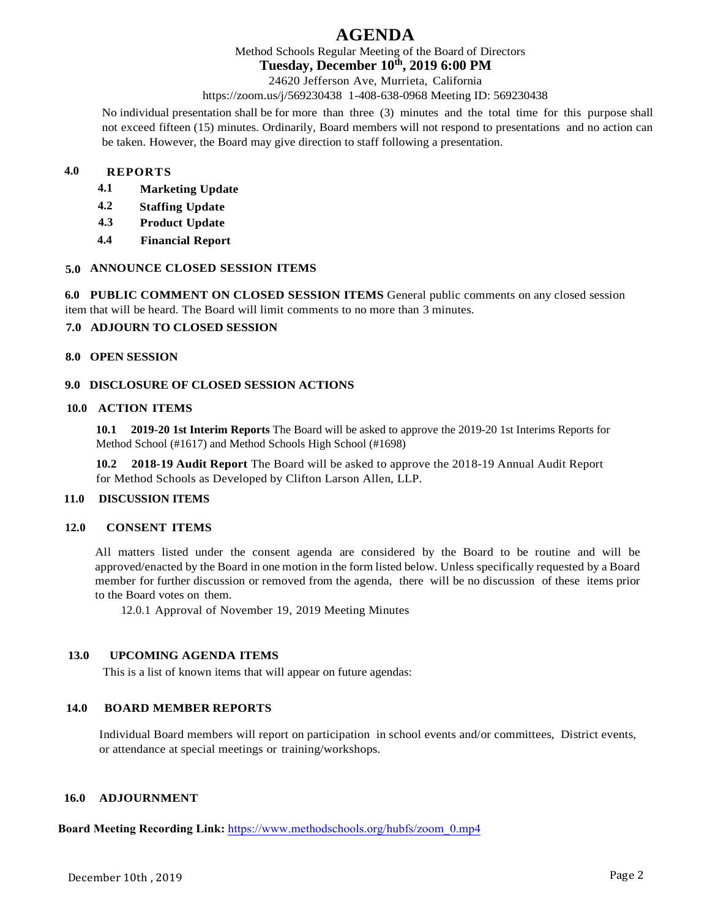# AGENDA

Method Schools Regular Meeting of the Board of Directors

**Tuesday, December 10th, 2019 6:00 PM**

24620 Jefferson Ave, Murrieta, California

https://zoom.us/j/569230438 1-408-638-0968 Meeting ID: 569230438

No individual presentation shall be for more than three (3) minutes and the total time for this purpose shall not exceed fifteen (15) minutes. Ordinarily, Board members will not respond to presentations and no action can be taken. However, the Board may give direction to staff following a presentation.

**4.0 REPORTS**

- **4.1 Marketing Update**
- **4.2 Staffing Update**
- **4.3 Product Update**
- **4.4 Financial Report**

**5.0 ANNOUNCE CLOSED SESSION ITEMS**

**6.0 PUBLIC COMMENT ON CLOSED SESSION ITEMS** General public comments on any closed session item that will be heard. The Board will limit comments to no more than 3 minutes.

**7.0 ADJOURN TO CLOSED SESSION**

**8.0 OPEN SESSION**

**9.0 DISCLOSURE OF CLOSED SESSION ACTIONS**

**10.0 ACTION ITEMS**

**10.1 2019-20 1st Interim Reports** The Board will be asked to approve the 2019-20 1st Interims Reports for Method School (#1617) and Method Schools High School (#1698)

**10.2 2018-19 Audit Report** The Board will be asked to approve the 2018-19 Annual Audit Report for Method Schools as Developed by Clifton Larson Allen, LLP.

**11.0 DISCUSSION ITEMS**

**12.0 CONSENT ITEMS**

All matters listed under the consent agenda are considered by the Board to be routine and will be approved/enacted by the Board in one motion in the form listed below. Unless specifically requested by a Board member for further discussion or removed from the agenda, there will be no discussion of these items prior to the Board votes on them.

12.0.1 Approval of November 19, 2019 Meeting Minutes

**13.0 UPCOMING AGENDA ITEMS**

This is a list of known items that will appear on future agendas:

**14.0 BOARD MEMBER REPORTS**

Individual Board members will report on participation in school events and/or committees, District events, or attendance at special meetings or training/workshops.

**16.0 ADJOURNMENT**

**Board Meeting Recording Link:** https://www.methodschools.org/hubfs/zoom_0.mp4